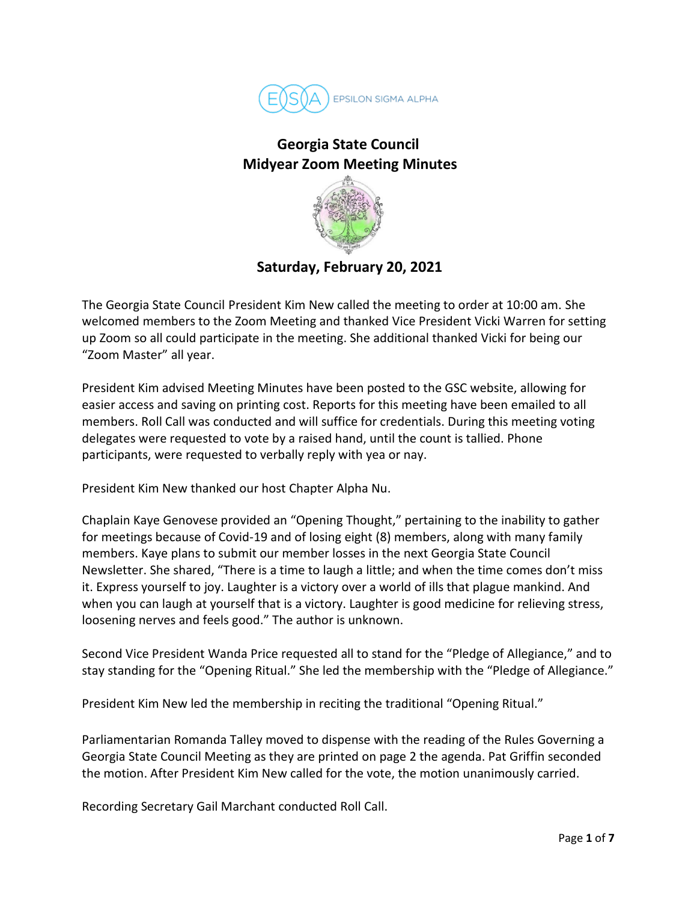EPSILON SIGMA ALPHA

# Georgia State Council
# Midyear Zoom Meeting Minutes

## Saturday, February 20, 2021

The Georgia State Council President Kim New called the meeting to order at 10:00 am. She welcomed members to the Zoom Meeting and thanked Vice President Vicki Warren for setting up Zoom so all could participate in the meeting. She additional thanked Vicki for being our "Zoom Master" all year.

President Kim advised Meeting Minutes have been posted to the GSC website, allowing for easier access and saving on printing cost. Reports for this meeting have been emailed to all members. Roll Call was conducted and will suffice for credentials. During this meeting voting delegates were requested to vote by a raised hand, until the count is tallied. Phone participants, were requested to verbally reply with yea or nay.

President Kim New thanked our host Chapter Alpha Nu.

Chaplain Kaye Genovese provided an "Opening Thought," pertaining to the inability to gather for meetings because of Covid-19 and of losing eight (8) members, along with many family members. Kaye plans to submit our member losses in the next Georgia State Council Newsletter. She shared, "There is a time to laugh a little; and when the time comes don't miss it. Express yourself to joy. Laughter is a victory over a world of ills that plague mankind. And when you can laugh at yourself that is a victory. Laughter is good medicine for relieving stress, loosening nerves and feels good." The author is unknown.

Second Vice President Wanda Price requested all to stand for the "Pledge of Allegiance," and to stay standing for the "Opening Ritual." She led the membership with the "Pledge of Allegiance."

President Kim New led the membership in reciting the traditional "Opening Ritual."

Parliamentarian Romanda Talley moved to dispense with the reading of the Rules Governing a Georgia State Council Meeting as they are printed on page 2 the agenda. Pat Griffin seconded the motion. After President Kim New called for the vote, the motion unanimously carried.

Recording Secretary Gail Marchant conducted Roll Call.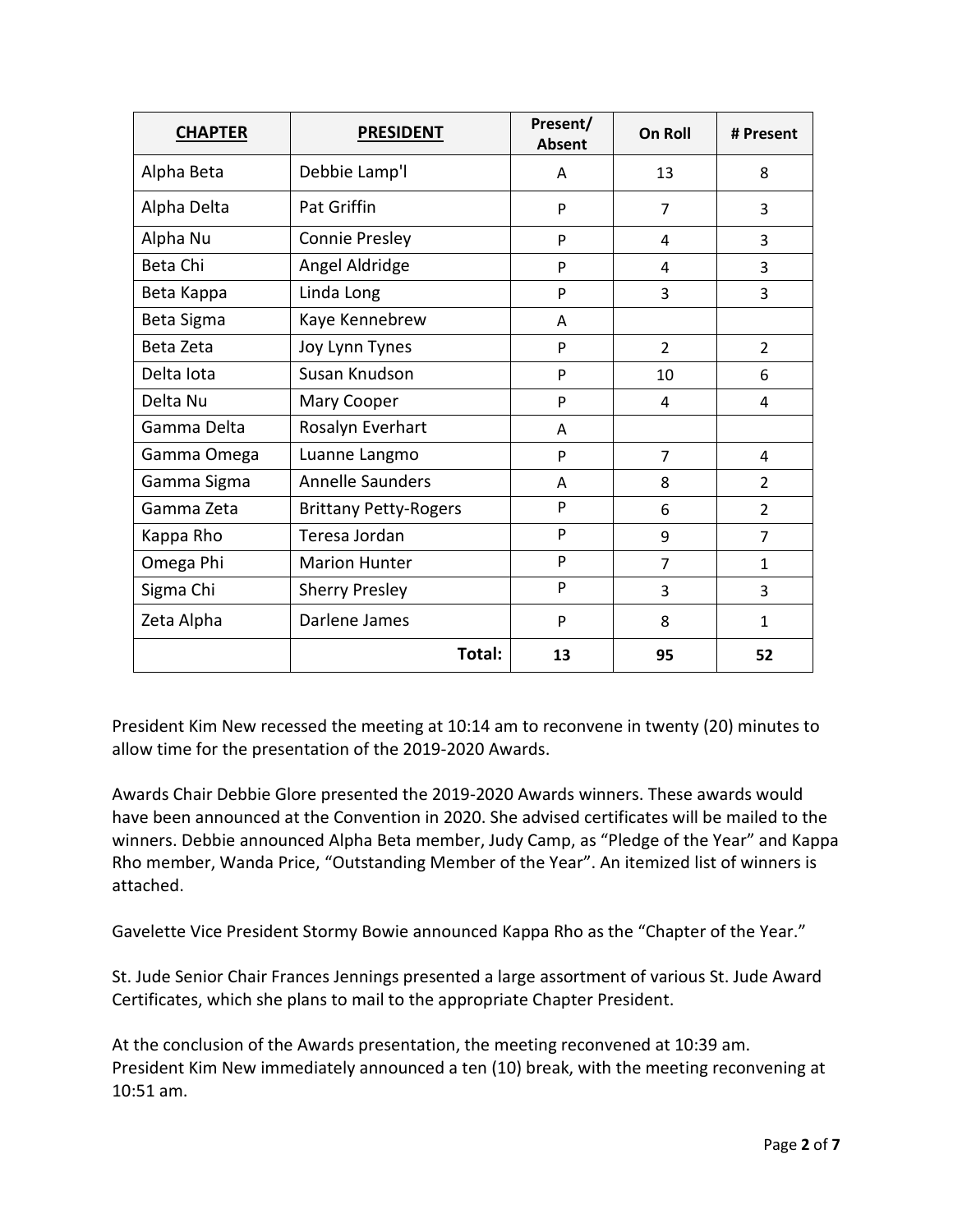| CHAPTER | PRESIDENT | Present/ Absent | On Roll | # Present |
|---|---|---|---|---|
| Alpha Beta | Debbie Lamp'l | A | 13 | 8 |
| Alpha Delta | Pat Griffin | P | 7 | 3 |
| Alpha Nu | Connie Presley | P | 4 | 3 |
| Beta Chi | Angel Aldridge | P | 4 | 3 |
| Beta Kappa | Linda Long | P | 3 | 3 |
| Beta Sigma | Kaye Kennebrew | A | | |
| Beta Zeta | Joy Lynn Tynes | P | 2 | 2 |
| Delta Iota | Susan Knudson | P | 10 | 6 |
| Delta Nu | Mary Cooper | P | 4 | 4 |
| Gamma Delta | Rosalyn Everhart | A | | |
| Gamma Omega | Luanne Langmo | P | 7 | 4 |
| Gamma Sigma | Annelle Saunders | A | 8 | 2 |
| Gamma Zeta | Brittany Petty-Rogers | P | 6 | 2 |
| Kappa Rho | Teresa Jordan | P | 9 | 7 |
| Omega Phi | Marion Hunter | P | 7 | 1 |
| Sigma Chi | Sherry Presley | P | 3 | 3 |
| Zeta Alpha | Darlene James | P | 8 | 1 |
| | **Total:** | **13** | **95** | **52** |

President Kim New recessed the meeting at 10:14 am to reconvene in twenty (20) minutes to allow time for the presentation of the 2019-2020 Awards.

Awards Chair Debbie Glore presented the 2019-2020 Awards winners. These awards would have been announced at the Convention in 2020. She advised certificates will be mailed to the winners. Debbie announced Alpha Beta member, Judy Camp, as "Pledge of the Year" and Kappa Rho member, Wanda Price, "Outstanding Member of the Year". An itemized list of winners is attached.

Gavelette Vice President Stormy Bowie announced Kappa Rho as the "Chapter of the Year."

St. Jude Senior Chair Frances Jennings presented a large assortment of various St. Jude Award Certificates, which she plans to mail to the appropriate Chapter President.

At the conclusion of the Awards presentation, the meeting reconvened at 10:39 am. President Kim New immediately announced a ten (10) break, with the meeting reconvening at 10:51 am.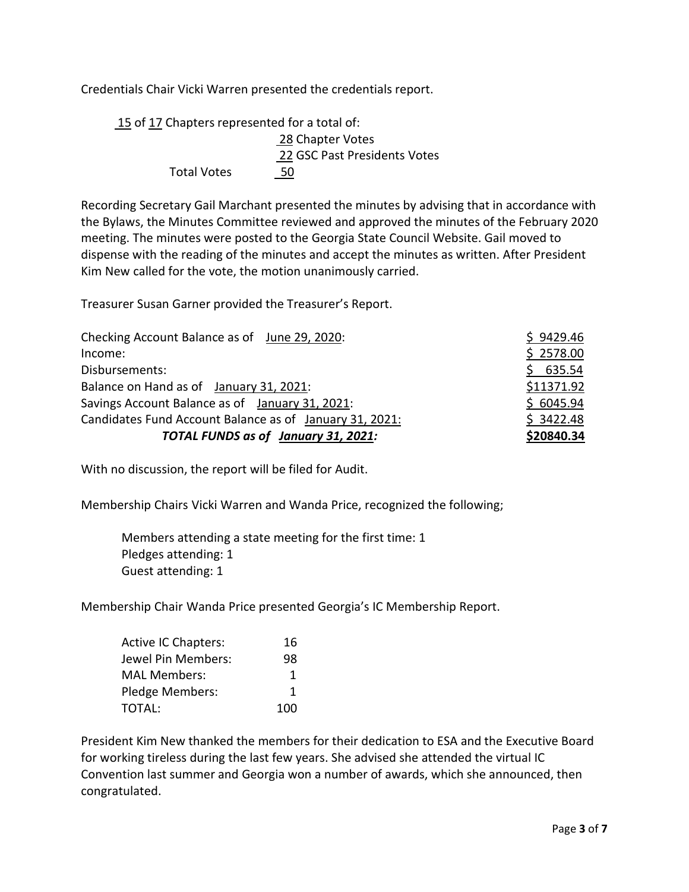Credentials Chair Vicki Warren presented the credentials report.

15 of 17 Chapters represented for a total of:

| | |
|---|---|
| | 28 Chapter Votes |
| | 22 GSC Past Presidents Votes |
| Total Votes | 50 |

Recording Secretary Gail Marchant presented the minutes by advising that in accordance with the Bylaws, the Minutes Committee reviewed and approved the minutes of the February 2020 meeting. The minutes were posted to the Georgia State Council Website. Gail moved to dispense with the reading of the minutes and accept the minutes as written. After President Kim New called for the vote, the motion unanimously carried.

Treasurer Susan Garner provided the Treasurer's Report.

| | |
|---|---|
| Checking Account Balance as of June 29, 2020: | $ 9429.46 |
| Income: | $ 2578.00 |
| Disbursements: | $ 635.54 |
| Balance on Hand as of January 31, 2021: | $11371.92 |
| Savings Account Balance as of January 31, 2021: | $ 6045.94 |
| Candidates Fund Account Balance as of January 31, 2021: | $ 3422.48 |
| ***TOTAL FUNDS as of January 31, 2021:*** | **$20840.34** |

With no discussion, the report will be filed for Audit.

Membership Chairs Vicki Warren and Wanda Price, recognized the following;

Members attending a state meeting for the first time: 1
Pledges attending: 1
Guest attending: 1

Membership Chair Wanda Price presented Georgia's IC Membership Report.

| | |
|---|---|
| Active IC Chapters: | 16 |
| Jewel Pin Members: | 98 |
| MAL Members: | 1 |
| Pledge Members: | 1 |
| TOTAL: | 100 |

President Kim New thanked the members for their dedication to ESA and the Executive Board for working tireless during the last few years. She advised she attended the virtual IC Convention last summer and Georgia won a number of awards, which she announced, then congratulated.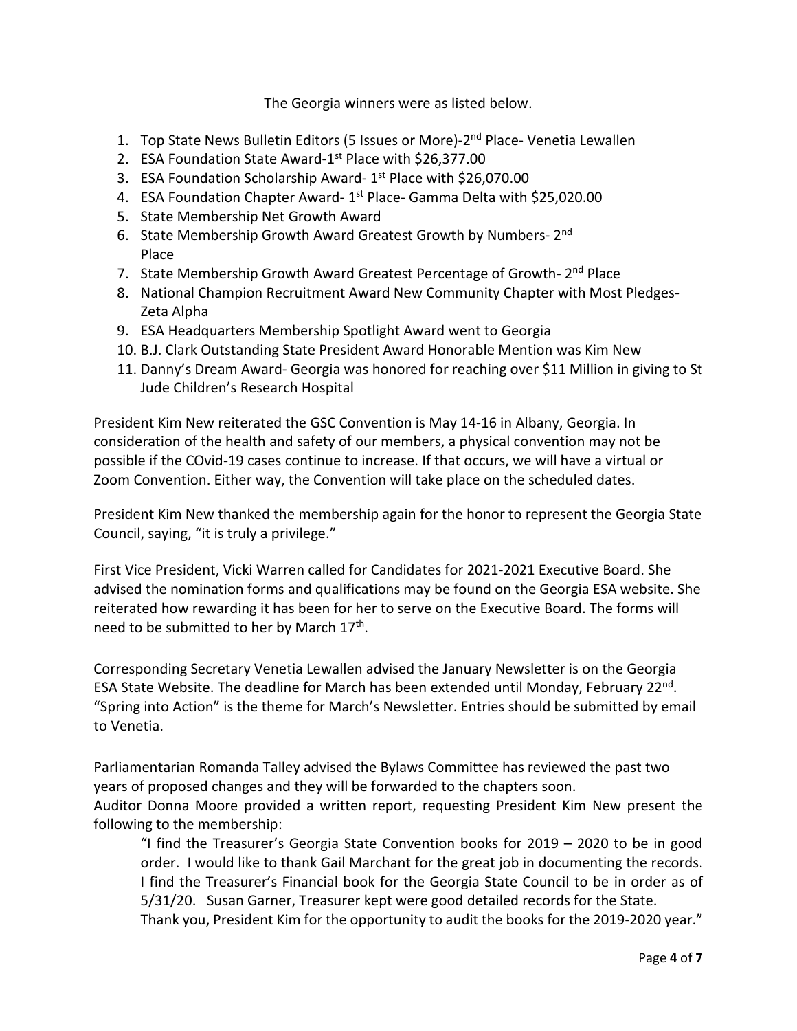The Georgia winners were as listed below.

1. Top State News Bulletin Editors (5 Issues or More)-2nd Place- Venetia Lewallen
2. ESA Foundation State Award-1st Place with $26,377.00
3. ESA Foundation Scholarship Award- 1st Place with $26,070.00
4. ESA Foundation Chapter Award- 1st Place- Gamma Delta with $25,020.00
5. State Membership Net Growth Award
6. State Membership Growth Award Greatest Growth by Numbers- 2nd Place
7. State Membership Growth Award Greatest Percentage of Growth- 2nd Place
8. National Champion Recruitment Award New Community Chapter with Most Pledges- Zeta Alpha
9. ESA Headquarters Membership Spotlight Award went to Georgia
10. B.J. Clark Outstanding State President Award Honorable Mention was Kim New
11. Danny's Dream Award- Georgia was honored for reaching over $11 Million in giving to St Jude Children's Research Hospital

President Kim New reiterated the GSC Convention is May 14-16 in Albany, Georgia. In consideration of the health and safety of our members, a physical convention may not be possible if the COvid-19 cases continue to increase. If that occurs, we will have a virtual or Zoom Convention. Either way, the Convention will take place on the scheduled dates.

President Kim New thanked the membership again for the honor to represent the Georgia State Council, saying, "it is truly a privilege."

First Vice President, Vicki Warren called for Candidates for 2021-2021 Executive Board. She advised the nomination forms and qualifications may be found on the Georgia ESA website. She reiterated how rewarding it has been for her to serve on the Executive Board. The forms will need to be submitted to her by March 17th.

Corresponding Secretary Venetia Lewallen advised the January Newsletter is on the Georgia ESA State Website. The deadline for March has been extended until Monday, February 22nd. "Spring into Action" is the theme for March's Newsletter. Entries should be submitted by email to Venetia.

Parliamentarian Romanda Talley advised the Bylaws Committee has reviewed the past two years of proposed changes and they will be forwarded to the chapters soon.
Auditor Donna Moore provided a written report, requesting President Kim New present the following to the membership:

> "I find the Treasurer's Georgia State Convention books for 2019 – 2020 to be in good order. I would like to thank Gail Marchant for the great job in documenting the records. I find the Treasurer's Financial book for the Georgia State Council to be in order as of 5/31/20. Susan Garner, Treasurer kept were good detailed records for the State.
> Thank you, President Kim for the opportunity to audit the books for the 2019-2020 year."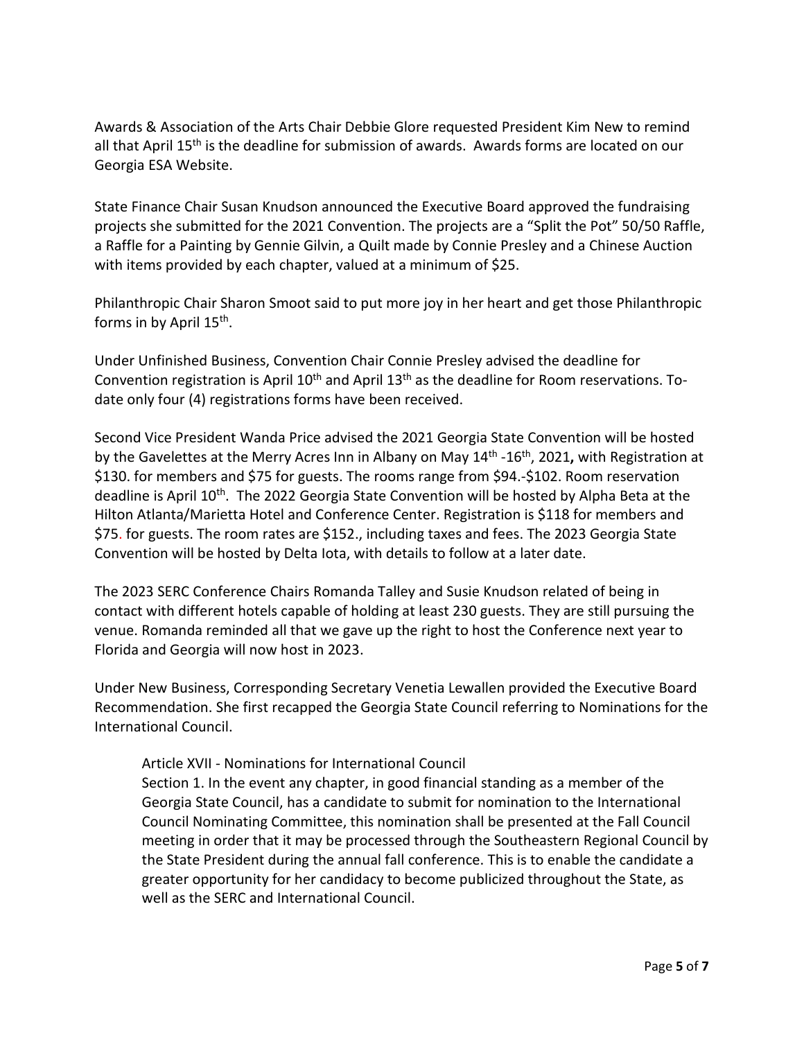Awards & Association of the Arts Chair Debbie Glore requested President Kim New to remind all that April 15th is the deadline for submission of awards. Awards forms are located on our Georgia ESA Website.

State Finance Chair Susan Knudson announced the Executive Board approved the fundraising projects she submitted for the 2021 Convention. The projects are a "Split the Pot" 50/50 Raffle, a Raffle for a Painting by Gennie Gilvin, a Quilt made by Connie Presley and a Chinese Auction with items provided by each chapter, valued at a minimum of $25.

Philanthropic Chair Sharon Smoot said to put more joy in her heart and get those Philanthropic forms in by April 15th.

Under Unfinished Business, Convention Chair Connie Presley advised the deadline for Convention registration is April 10th and April 13th as the deadline for Room reservations. To-date only four (4) registrations forms have been received.

Second Vice President Wanda Price advised the 2021 Georgia State Convention will be hosted by the Gavelettes at the Merry Acres Inn in Albany on May 14th -16th, 2021**,** with Registration at $130. for members and $75 for guests. The rooms range from $94.-$102. Room reservation deadline is April 10th. The 2022 Georgia State Convention will be hosted by Alpha Beta at the Hilton Atlanta/Marietta Hotel and Conference Center. Registration is $118 for members and $75. for guests. The room rates are $152., including taxes and fees. The 2023 Georgia State Convention will be hosted by Delta Iota, with details to follow at a later date.

The 2023 SERC Conference Chairs Romanda Talley and Susie Knudson related of being in contact with different hotels capable of holding at least 230 guests. They are still pursuing the venue. Romanda reminded all that we gave up the right to host the Conference next year to Florida and Georgia will now host in 2023.

Under New Business, Corresponding Secretary Venetia Lewallen provided the Executive Board Recommendation. She first recapped the Georgia State Council referring to Nominations for the International Council.

> Article XVII - Nominations for International Council
>
> Section 1. In the event any chapter, in good financial standing as a member of the Georgia State Council, has a candidate to submit for nomination to the International Council Nominating Committee, this nomination shall be presented at the Fall Council meeting in order that it may be processed through the Southeastern Regional Council by the State President during the annual fall conference. This is to enable the candidate a greater opportunity for her candidacy to become publicized throughout the State, as well as the SERC and International Council.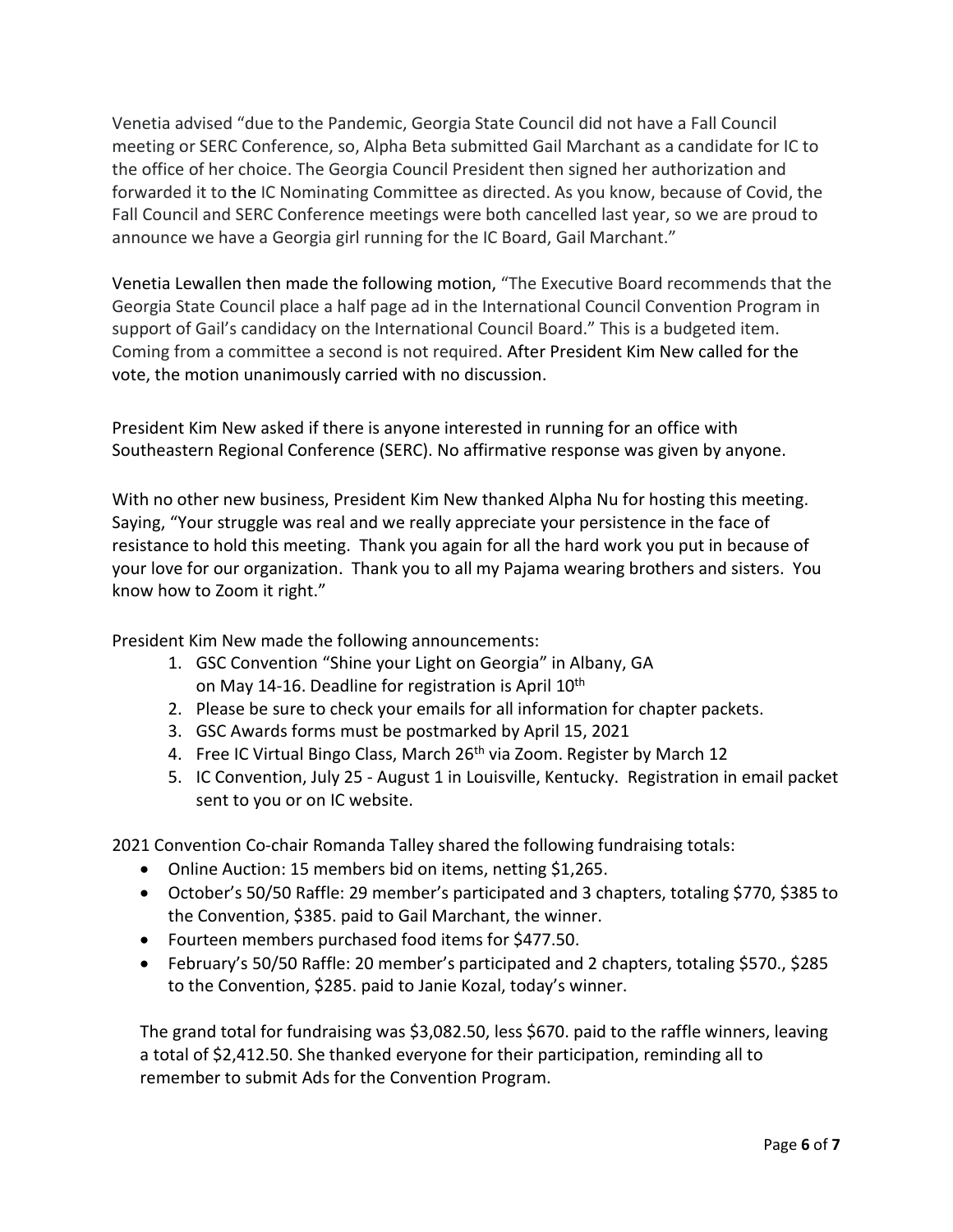Venetia advised "due to the Pandemic, Georgia State Council did not have a Fall Council meeting or SERC Conference, so, Alpha Beta submitted Gail Marchant as a candidate for IC to the office of her choice. The Georgia Council President then signed her authorization and forwarded it to the IC Nominating Committee as directed. As you know, because of Covid, the Fall Council and SERC Conference meetings were both cancelled last year, so we are proud to announce we have a Georgia girl running for the IC Board, Gail Marchant."

Venetia Lewallen then made the following motion, "The Executive Board recommends that the Georgia State Council place a half page ad in the International Council Convention Program in support of Gail's candidacy on the International Council Board." This is a budgeted item. Coming from a committee a second is not required. After President Kim New called for the vote, the motion unanimously carried with no discussion.

President Kim New asked if there is anyone interested in running for an office with Southeastern Regional Conference (SERC). No affirmative response was given by anyone.

With no other new business, President Kim New thanked Alpha Nu for hosting this meeting. Saying, "Your struggle was real and we really appreciate your persistence in the face of resistance to hold this meeting. Thank you again for all the hard work you put in because of your love for our organization. Thank you to all my Pajama wearing brothers and sisters. You know how to Zoom it right."

President Kim New made the following announcements:

1. GSC Convention "Shine your Light on Georgia" in Albany, GA on May 14-16. Deadline for registration is April 10th
2. Please be sure to check your emails for all information for chapter packets.
3. GSC Awards forms must be postmarked by April 15, 2021
4. Free IC Virtual Bingo Class, March 26th via Zoom. Register by March 12
5. IC Convention, July 25 - August 1 in Louisville, Kentucky. Registration in email packet sent to you or on IC website.

2021 Convention Co-chair Romanda Talley shared the following fundraising totals:

- Online Auction: 15 members bid on items, netting $1,265.
- October's 50/50 Raffle: 29 member's participated and 3 chapters, totaling $770, $385 to the Convention, $385. paid to Gail Marchant, the winner.
- Fourteen members purchased food items for $477.50.
- February's 50/50 Raffle: 20 member's participated and 2 chapters, totaling $570., $285 to the Convention, $285. paid to Janie Kozal, today's winner.

The grand total for fundraising was $3,082.50, less $670. paid to the raffle winners, leaving a total of $2,412.50. She thanked everyone for their participation, reminding all to remember to submit Ads for the Convention Program.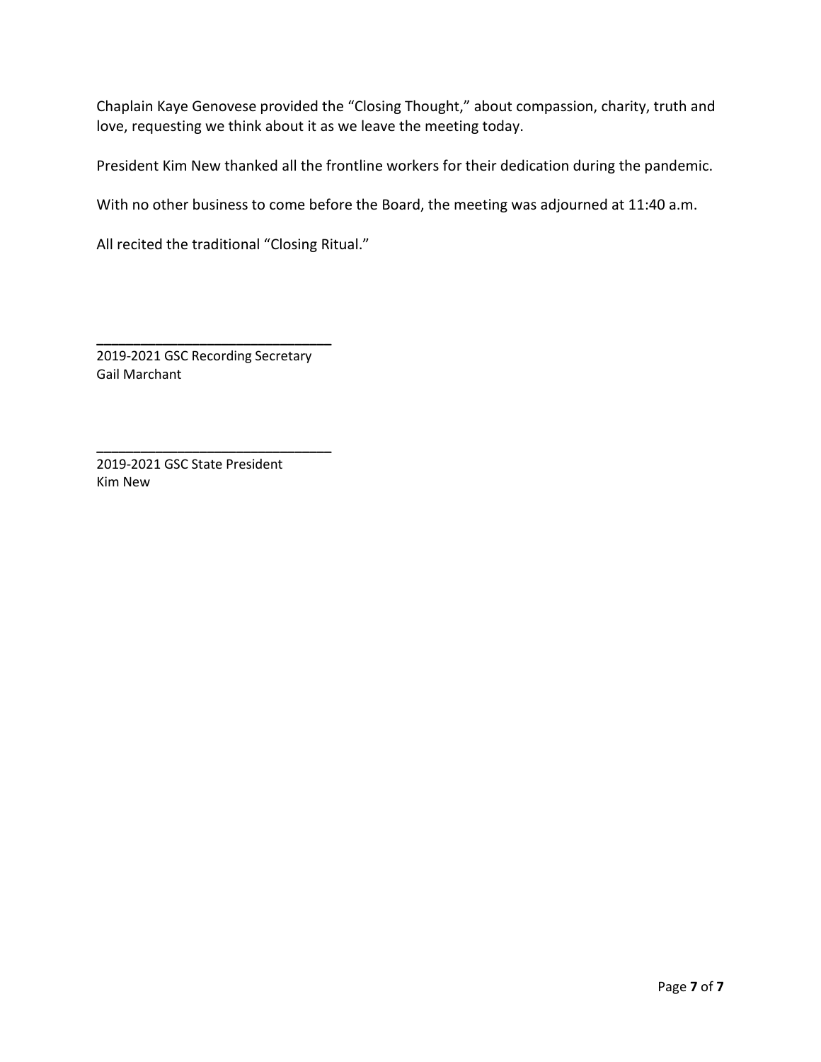Chaplain Kaye Genovese provided the "Closing Thought," about compassion, charity, truth and love, requesting we think about it as we leave the meeting today.

President Kim New thanked all the frontline workers for their dedication during the pandemic.

With no other business to come before the Board, the meeting was adjourned at 11:40 a.m.

All recited the traditional "Closing Ritual."

______________________________

2019-2021 GSC Recording Secretary
Gail Marchant

______________________________

2019-2021 GSC State President
Kim New